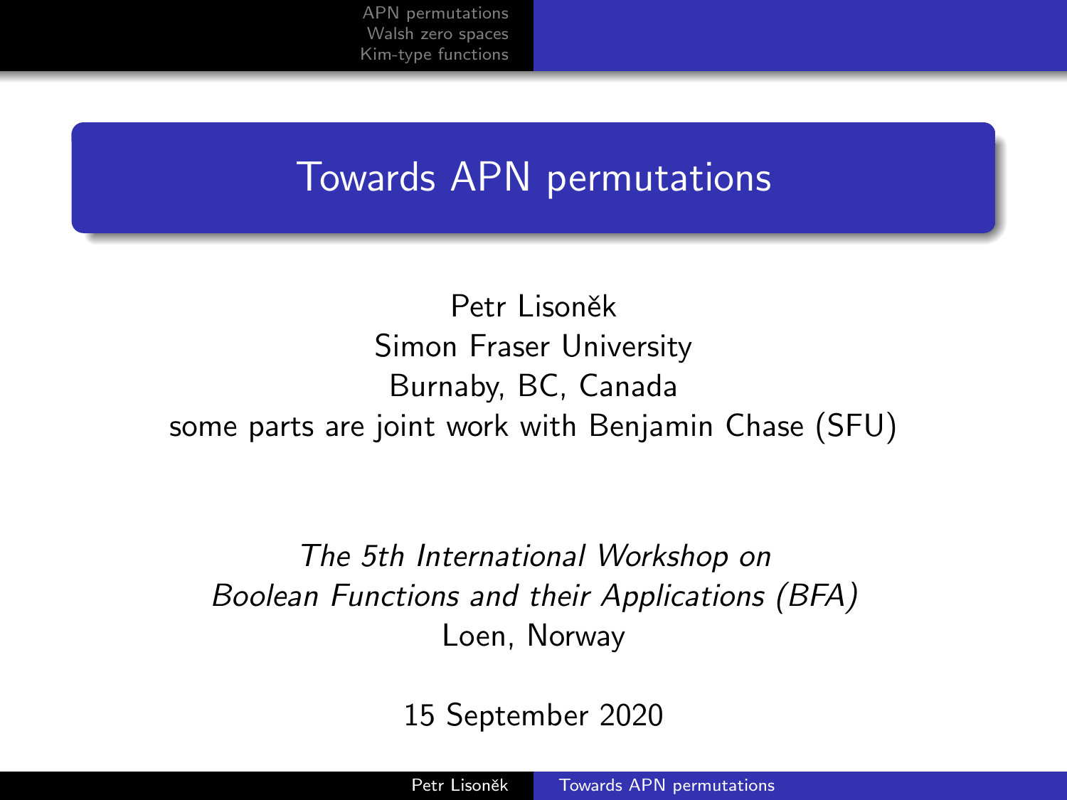# Towards APN permutations

Petr Lisoněk
Simon Fraser University
Burnaby, BC, Canada
some parts are joint work with Benjamin Chase (SFU)

*The 5th International Workshop on*
*Boolean Functions and their Applications (BFA)*
Loen, Norway

15 September 2020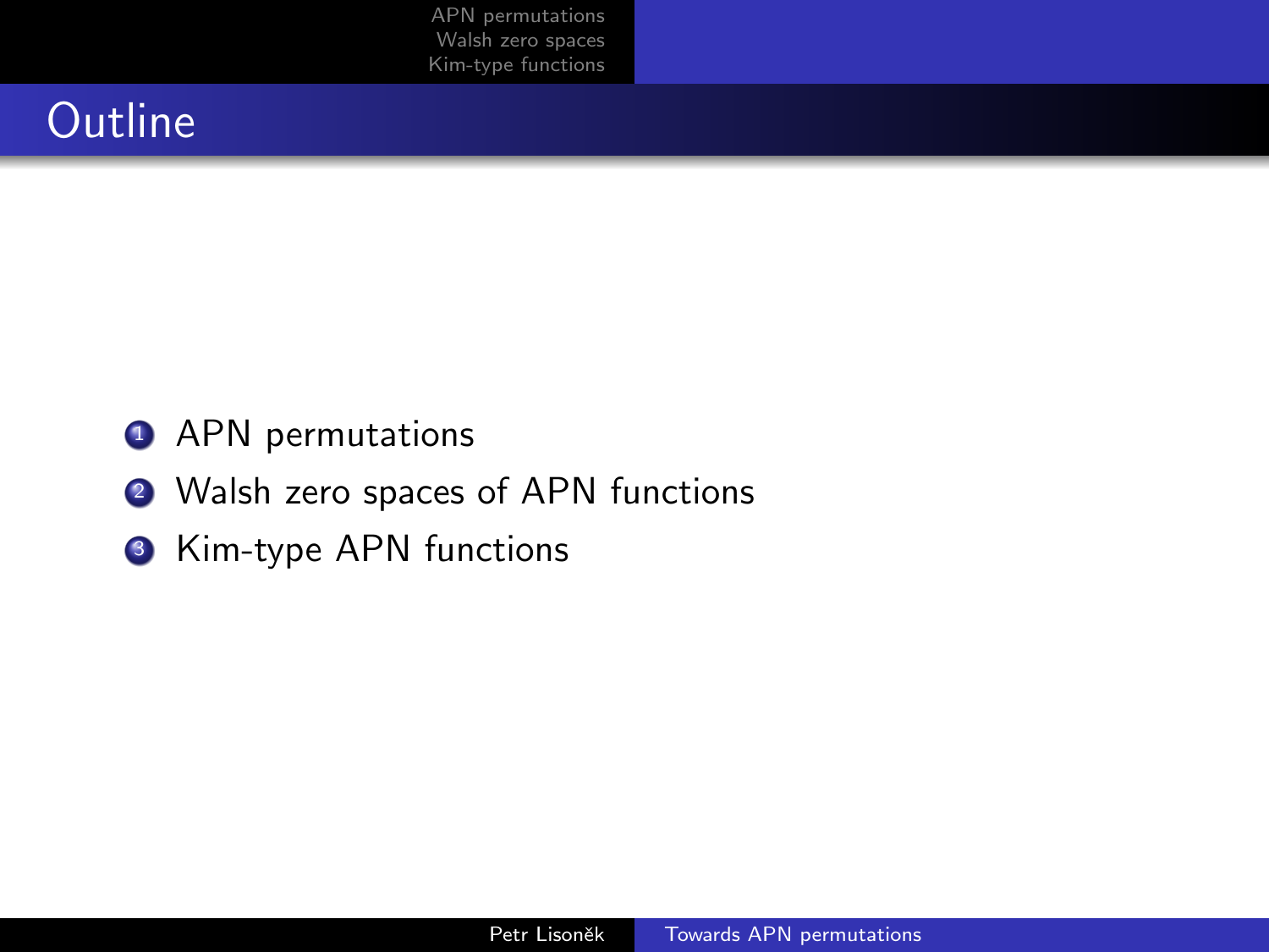# Outline

1. APN permutations
2. Walsh zero spaces of APN functions
3. Kim-type APN functions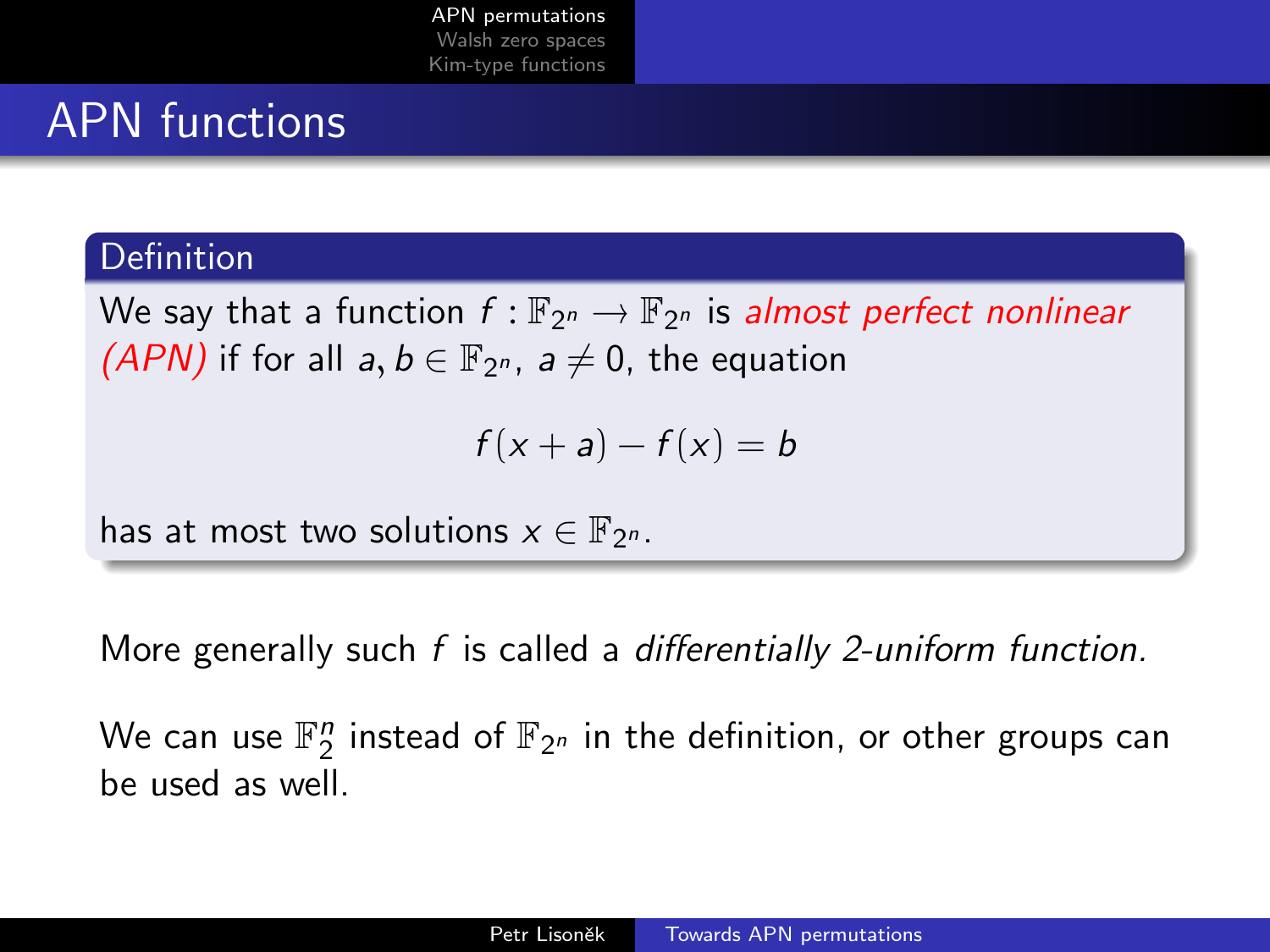# APN functions

**Definition**

We say that a function $f : \mathbb{F}_{2^n} \longrightarrow \mathbb{F}_{2^n}$ is *almost perfect nonlinear (APN)* if for all $a, b \in \mathbb{F}_{2^n}$, $a \neq 0$, the equation

$$f(x + a) - f(x) = b$$

has at most two solutions $x \in \mathbb{F}_{2^n}$.

More generally such $f$ is called a *differentially 2-uniform function.*

We can use $\mathbb{F}_2^n$ instead of $\mathbb{F}_{2^n}$ in the definition, or other groups can be used as well.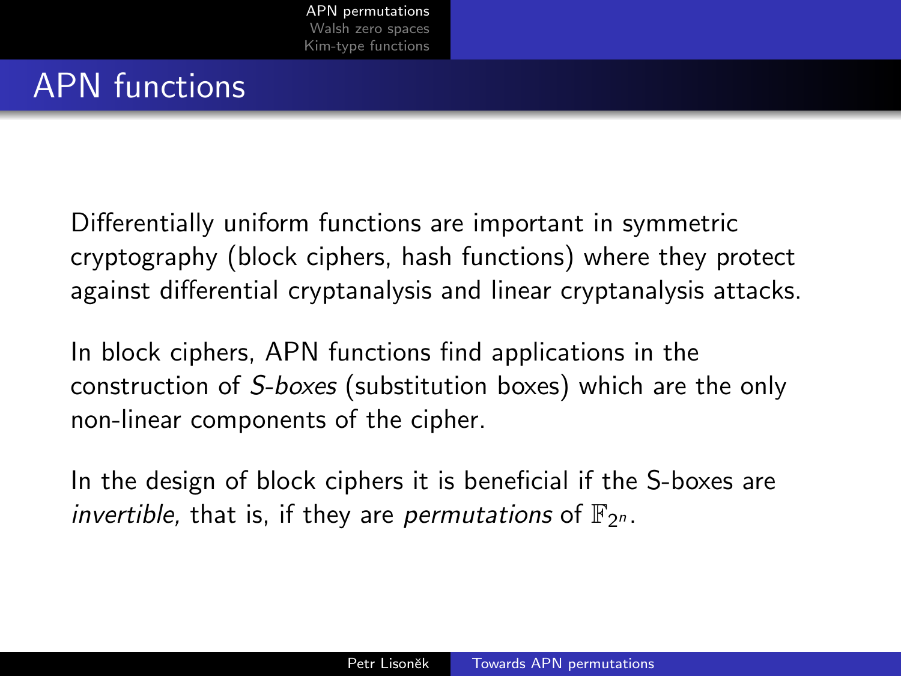# APN functions

Differentially uniform functions are important in symmetric cryptography (block ciphers, hash functions) where they protect against differential cryptanalysis and linear cryptanalysis attacks.

In block ciphers, APN functions find applications in the construction of *S-boxes* (substitution boxes) which are the only non-linear components of the cipher.

In the design of block ciphers it is beneficial if the S-boxes are *invertible,* that is, if they are *permutations* of $\mathbb{F}_{2^n}$.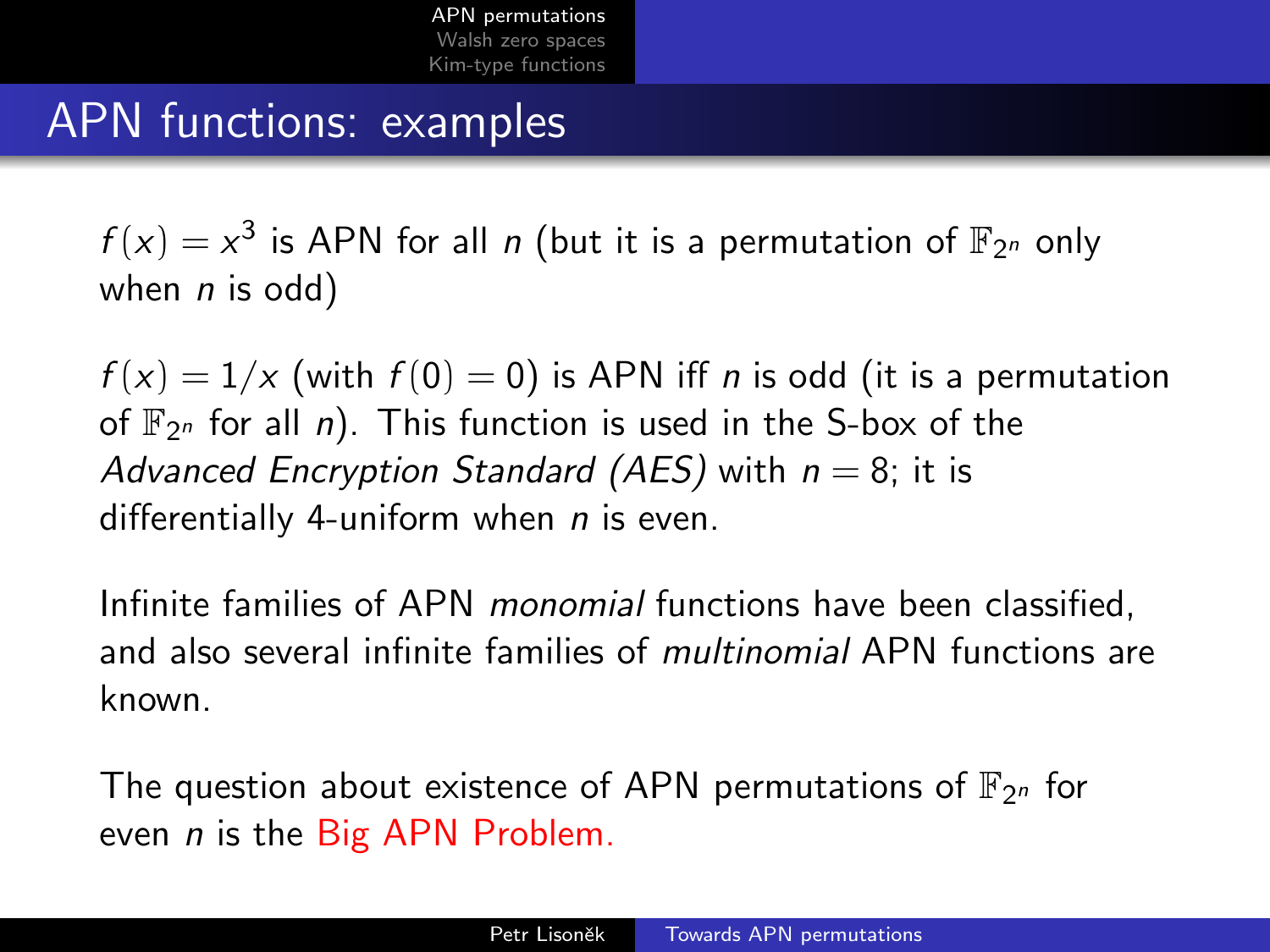# APN functions: examples

$f(x) = x^3$ is APN for all $n$ (but it is a permutation of $\mathbb{F}_{2^n}$ only when $n$ is odd)

$f(x) = 1/x$ (with $f(0) = 0$) is APN iff $n$ is odd (it is a permutation of $\mathbb{F}_{2^n}$ for all $n$). This function is used in the S-box of the *Advanced Encryption Standard (AES)* with $n = 8$; it is differentially 4-uniform when $n$ is even.

Infinite families of APN *monomial* functions have been classified, and also several infinite families of *multinomial* APN functions are known.

The question about existence of APN permutations of $\mathbb{F}_{2^n}$ for even $n$ is the Big APN Problem.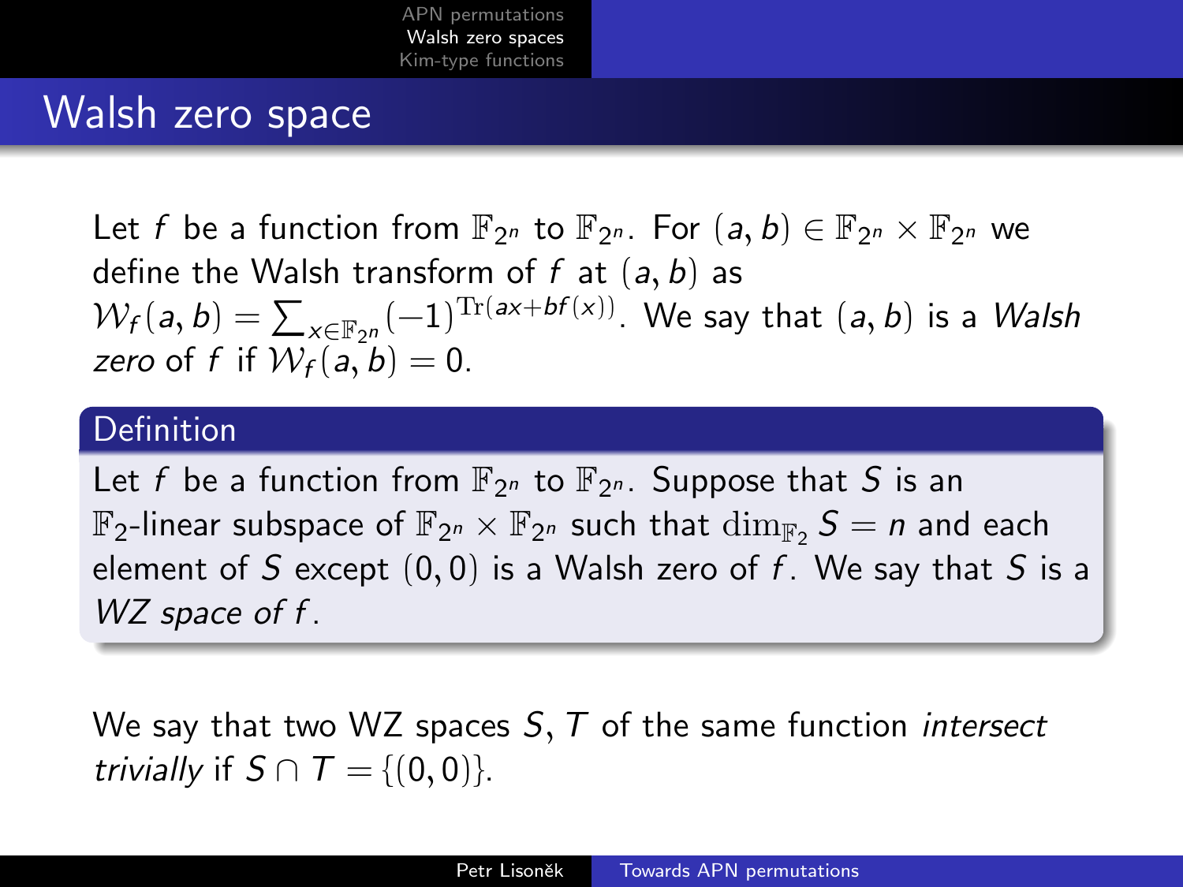# Walsh zero space

Let $f$ be a function from $\mathbb{F}_{2^n}$ to $\mathbb{F}_{2^n}$. For $(a, b) \in \mathbb{F}_{2^n} \times \mathbb{F}_{2^n}$ we define the Walsh transform of $f$ at $(a, b)$ as $\mathcal{W}_f(a, b) = \sum_{x \in \mathbb{F}_{2^n}} (-1)^{\mathrm{Tr}(ax + bf(x))}$. We say that $(a, b)$ is a *Walsh zero* of $f$ if $\mathcal{W}_f(a, b) = 0$.

**Definition**

Let $f$ be a function from $\mathbb{F}_{2^n}$ to $\mathbb{F}_{2^n}$. Suppose that $S$ is an $\mathbb{F}_2$-linear subspace of $\mathbb{F}_{2^n} \times \mathbb{F}_{2^n}$ such that $\dim_{\mathbb{F}_2} S = n$ and each element of $S$ except $(0, 0)$ is a Walsh zero of $f$. We say that $S$ is a *WZ space of* $f$.

We say that two WZ spaces $S, T$ of the same function *intersect trivially* if $S \cap T = \{(0, 0)\}$.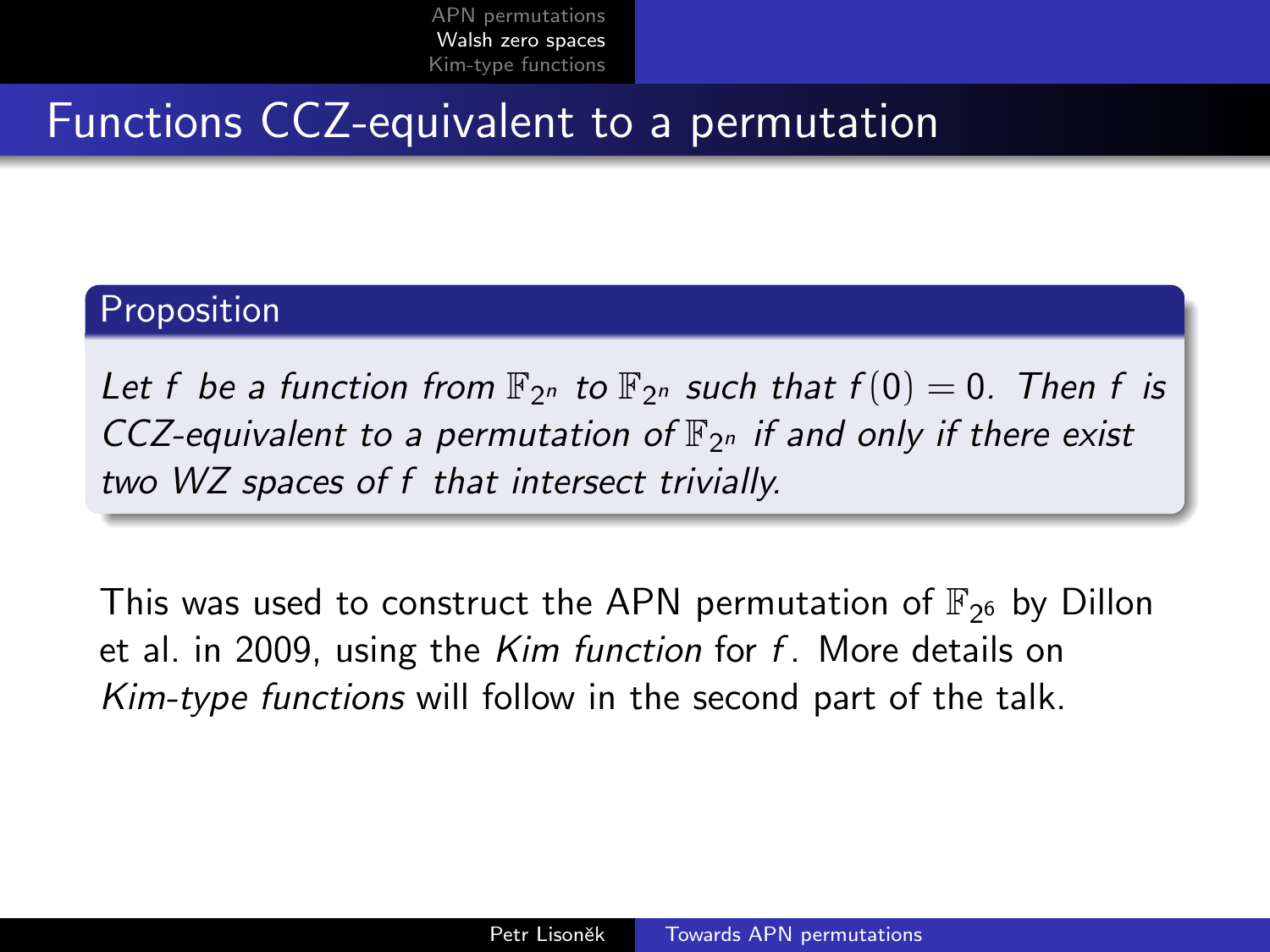# Functions CCZ-equivalent to a permutation

**Proposition**

*Let $f$ be a function from $\mathbb{F}_{2^n}$ to $\mathbb{F}_{2^n}$ such that $f(0) = 0$. Then $f$ is CCZ-equivalent to a permutation of $\mathbb{F}_{2^n}$ if and only if there exist two WZ spaces of $f$ that intersect trivially.*

This was used to construct the APN permutation of $\mathbb{F}_{2^6}$ by Dillon et al. in 2009, using the *Kim function* for $f$. More details on *Kim-type functions* will follow in the second part of the talk.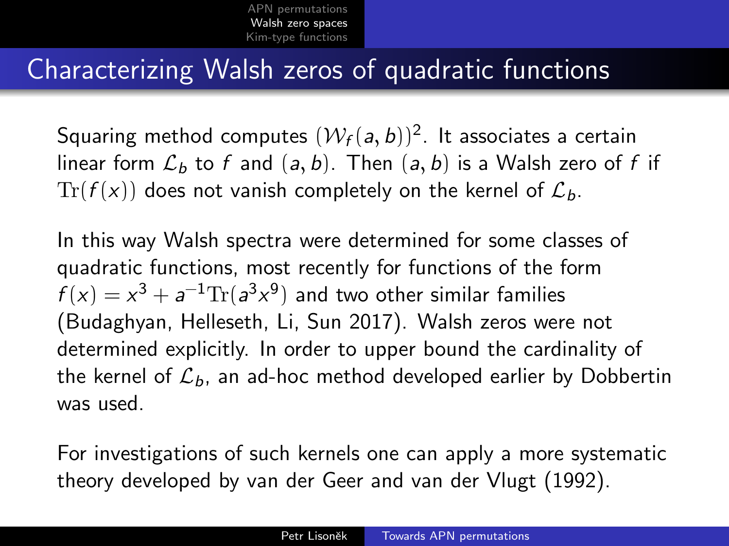# Characterizing Walsh zeros of quadratic functions

Squaring method computes $(\mathcal{W}_f(a,b))^2$. It associates a certain linear form $\mathcal{L}_b$ to $f$ and $(a,b)$. Then $(a,b)$ is a Walsh zero of $f$ if $\mathrm{Tr}(f(x))$ does not vanish completely on the kernel of $\mathcal{L}_b$.

In this way Walsh spectra were determined for some classes of quadratic functions, most recently for functions of the form $f(x) = x^3 + a^{-1}\mathrm{Tr}(a^3x^9)$ and two other similar families (Budaghyan, Helleseth, Li, Sun 2017). Walsh zeros were not determined explicitly. In order to upper bound the cardinality of the kernel of $\mathcal{L}_b$, an ad-hoc method developed earlier by Dobbertin was used.

For investigations of such kernels one can apply a more systematic theory developed by van der Geer and van der Vlugt (1992).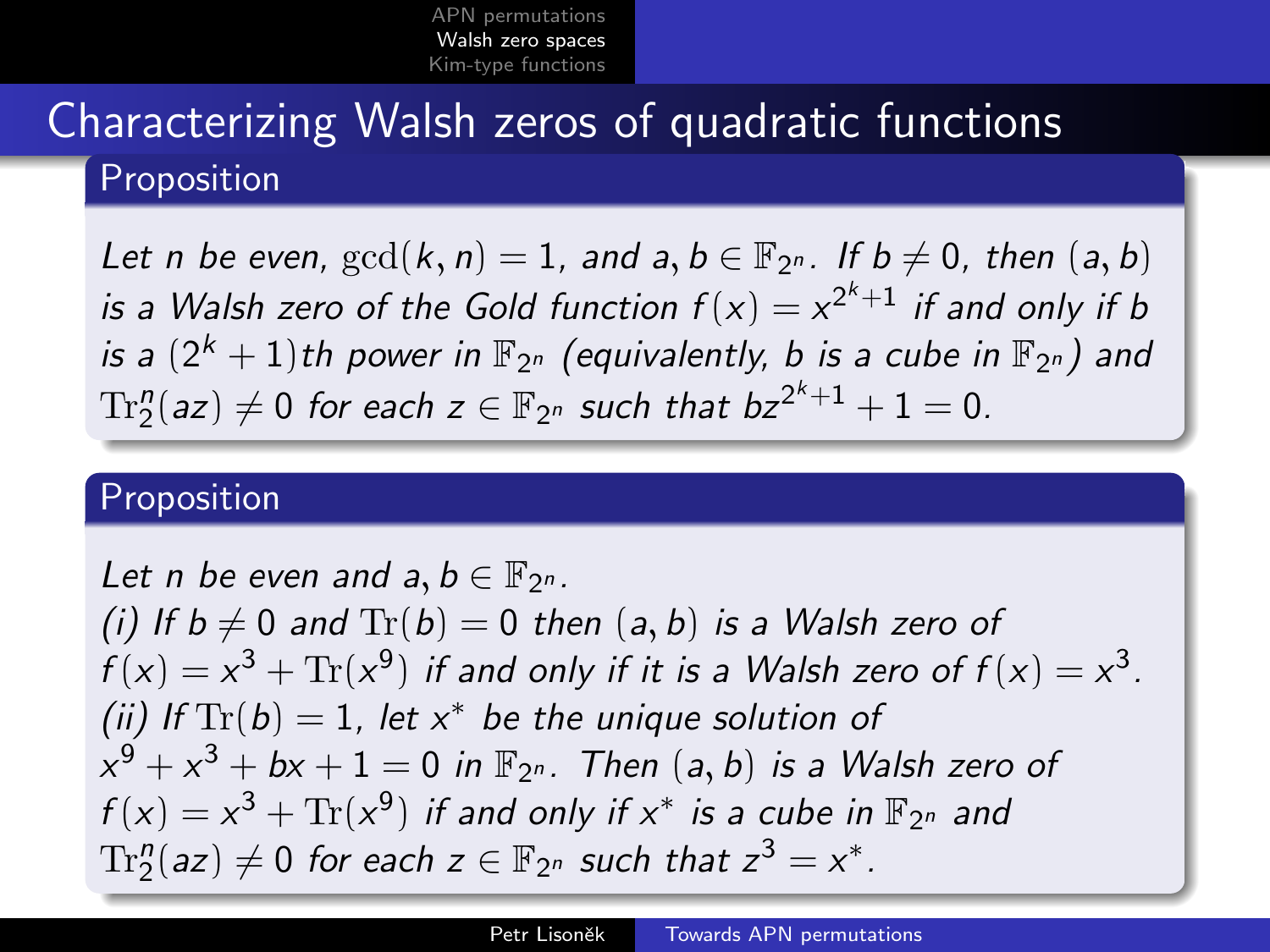# Characterizing Walsh zeros of quadratic functions

## Proposition

*Let $n$ be even, $\gcd(k, n) = 1$, and $a, b \in \mathbb{F}_{2^n}$. If $b \neq 0$, then $(a, b)$ is a Walsh zero of the Gold function $f(x) = x^{2^k+1}$ if and only if $b$ is a $(2^k + 1)$th power in $\mathbb{F}_{2^n}$ (equivalently, $b$ is a cube in $\mathbb{F}_{2^n}$) and $\mathrm{Tr}_2^n(az) \neq 0$ for each $z \in \mathbb{F}_{2^n}$ such that $bz^{2^k+1} + 1 = 0$.*

## Proposition

*Let $n$ be even and $a, b \in \mathbb{F}_{2^n}$.*
*(i) If $b \neq 0$ and $\mathrm{Tr}(b) = 0$ then $(a, b)$ is a Walsh zero of $f(x) = x^3 + \mathrm{Tr}(x^9)$ if and only if it is a Walsh zero of $f(x) = x^3$.*
*(ii) If $\mathrm{Tr}(b) = 1$, let $x^*$ be the unique solution of $x^9 + x^3 + bx + 1 = 0$ in $\mathbb{F}_{2^n}$. Then $(a, b)$ is a Walsh zero of $f(x) = x^3 + \mathrm{Tr}(x^9)$ if and only if $x^*$ is a cube in $\mathbb{F}_{2^n}$ and $\mathrm{Tr}_2^n(az) \neq 0$ for each $z \in \mathbb{F}_{2^n}$ such that $z^3 = x^*$.*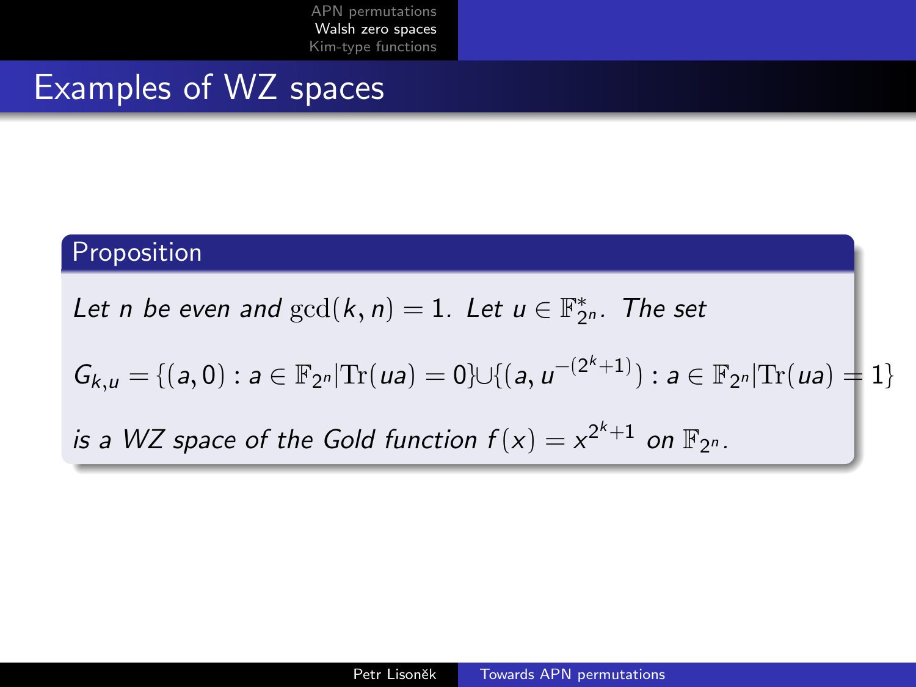# Examples of WZ spaces

**Proposition**

*Let $n$ be even and $\gcd(k, n) = 1$. Let $u \in \mathbb{F}_{2^n}^*$. The set*

$$G_{k,u} = \{(a, 0) : a \in \mathbb{F}_{2^n} | \mathrm{Tr}(ua) = 0\} \cup \{(a, u^{-(2^k+1)}) : a \in \mathbb{F}_{2^n} | \mathrm{Tr}(ua) = 1\}$$

*is a WZ space of the Gold function $f(x) = x^{2^k+1}$ on $\mathbb{F}_{2^n}$.*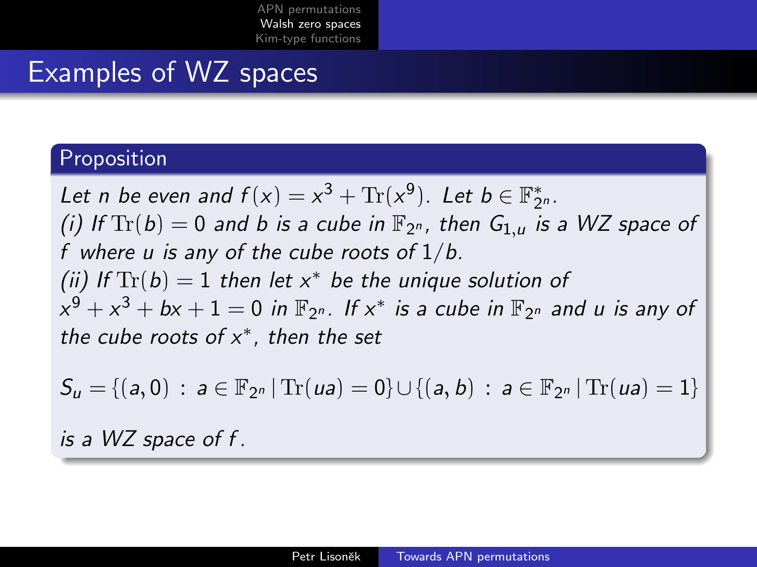# Examples of WZ spaces

**Proposition**

*Let $n$ be even and $f(x) = x^3 + \mathrm{Tr}(x^9)$. Let $b \in \mathbb{F}_{2^n}^*$.*
*(i) If $\mathrm{Tr}(b) = 0$ and $b$ is a cube in $\mathbb{F}_{2^n}$, then $G_{1,u}$ is a WZ space of $f$ where $u$ is any of the cube roots of $1/b$.*
*(ii) If $\mathrm{Tr}(b) = 1$ then let $x^*$ be the unique solution of $x^9 + x^3 + bx + 1 = 0$ in $\mathbb{F}_{2^n}$. If $x^*$ is a cube in $\mathbb{F}_{2^n}$ and $u$ is any of the cube roots of $x^*$, then the set*

$$S_u = \{(a, 0) \, : \, a \in \mathbb{F}_{2^n} \mid \mathrm{Tr}(ua) = 0\} \cup \{(a, b) \, : \, a \in \mathbb{F}_{2^n} \mid \mathrm{Tr}(ua) = 1\}$$

*is a WZ space of $f$.*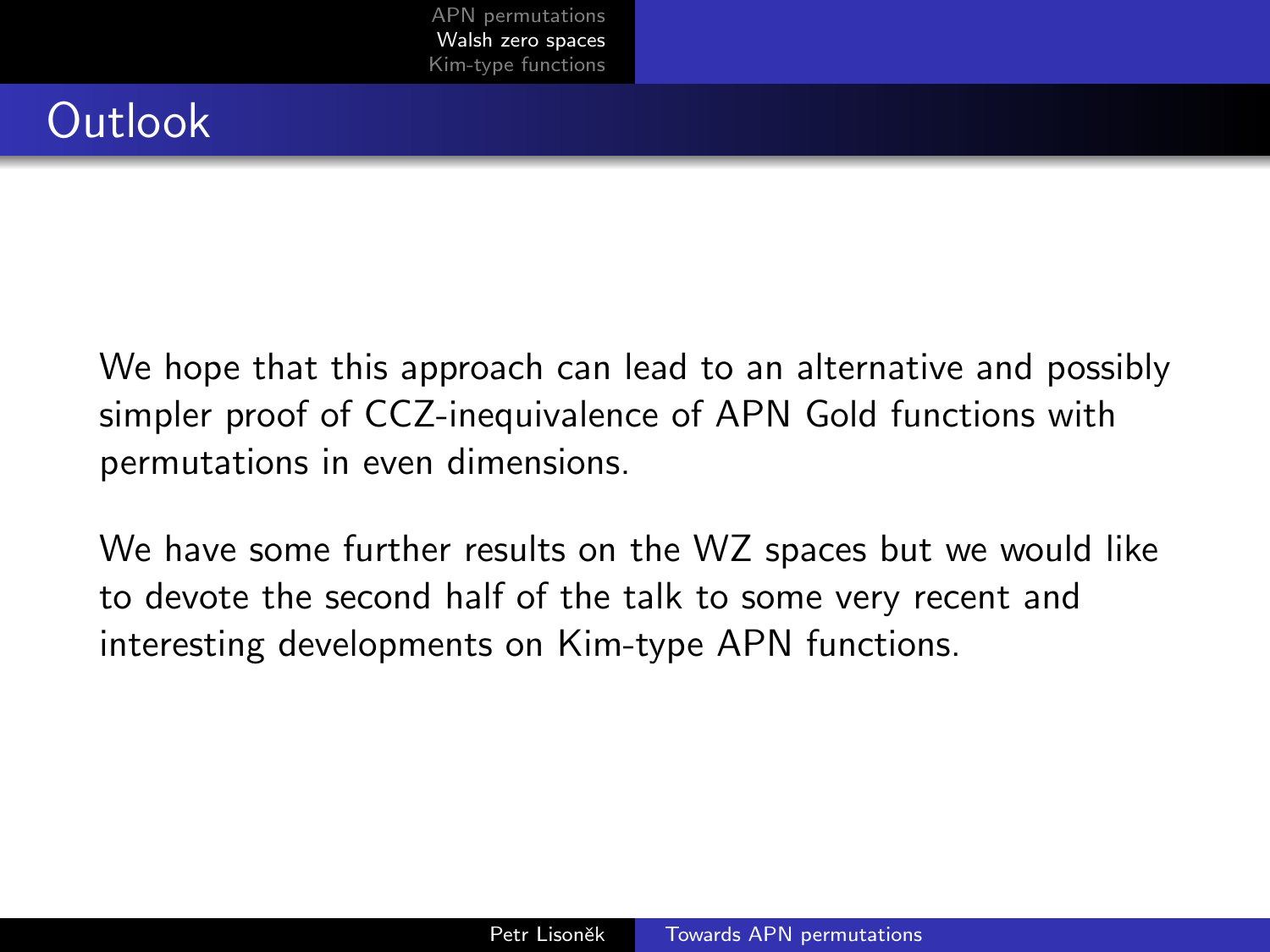# Outlook

We hope that this approach can lead to an alternative and possibly simpler proof of CCZ-inequivalence of APN Gold functions with permutations in even dimensions.

We have some further results on the WZ spaces but we would like to devote the second half of the talk to some very recent and interesting developments on Kim-type APN functions.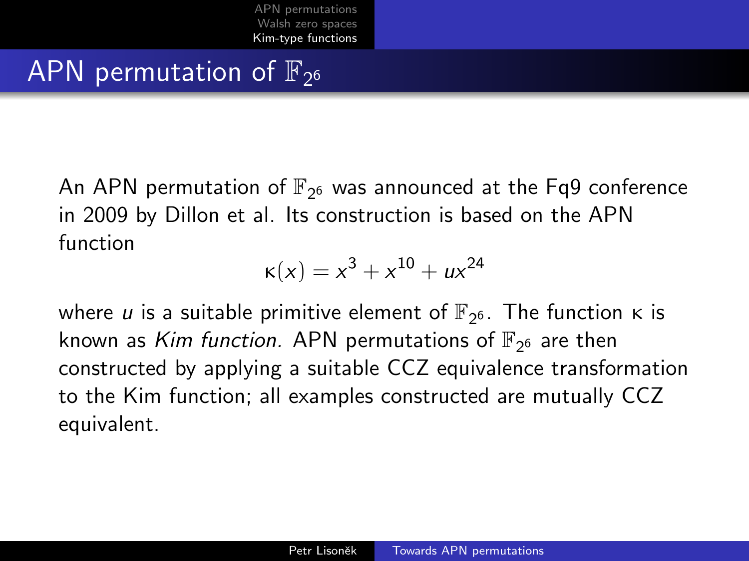# APN permutation of $\mathbb{F}_{2^6}$

An APN permutation of $\mathbb{F}_{2^6}$ was announced at the Fq9 conference in 2009 by Dillon et al. Its construction is based on the APN function

$$\kappa(x) = x^3 + x^{10} + ux^{24}$$

where $u$ is a suitable primitive element of $\mathbb{F}_{2^6}$. The function $\kappa$ is known as *Kim function.* APN permutations of $\mathbb{F}_{2^6}$ are then constructed by applying a suitable CCZ equivalence transformation to the Kim function; all examples constructed are mutually CCZ equivalent.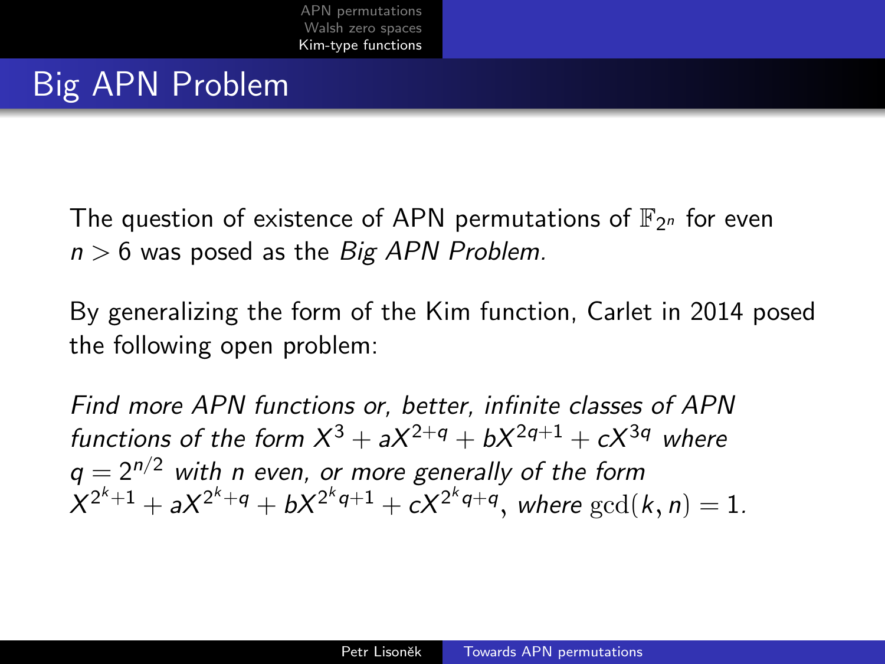# Big APN Problem

The question of existence of APN permutations of $\mathbb{F}_{2^n}$ for even $n > 6$ was posed as the *Big APN Problem.*

By generalizing the form of the Kim function, Carlet in 2014 posed the following open problem:

*Find more APN functions or, better, infinite classes of APN functions of the form* $X^3 + aX^{2+q} + bX^{2q+1} + cX^{3q}$ *where* $q = 2^{n/2}$ *with* $n$ *even, or more generally of the form* $X^{2^k+1} + aX^{2^k+q} + bX^{2^k q+1} + cX^{2^k q+q}$, *where* $\gcd(k, n) = 1$.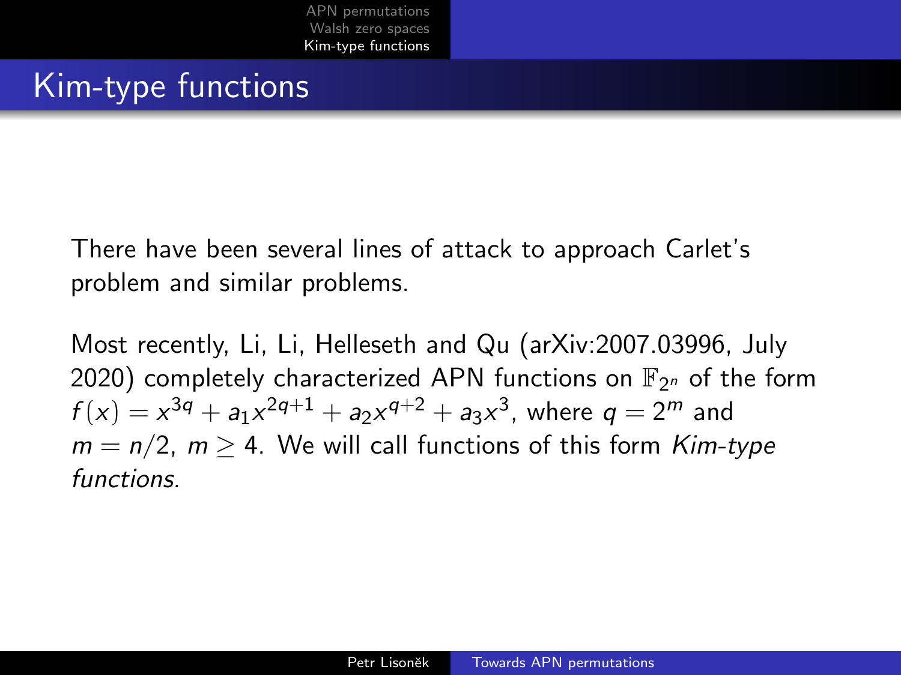# Kim-type functions

There have been several lines of attack to approach Carlet's problem and similar problems.

Most recently, Li, Li, Helleseth and Qu (arXiv:2007.03996, July 2020) completely characterized APN functions on $\mathbb{F}_{2^n}$ of the form $f(x) = x^{3q} + a_1 x^{2q+1} + a_2 x^{q+2} + a_3 x^3$, where $q = 2^m$ and $m = n/2$, $m \geq 4$. We will call functions of this form *Kim-type functions.*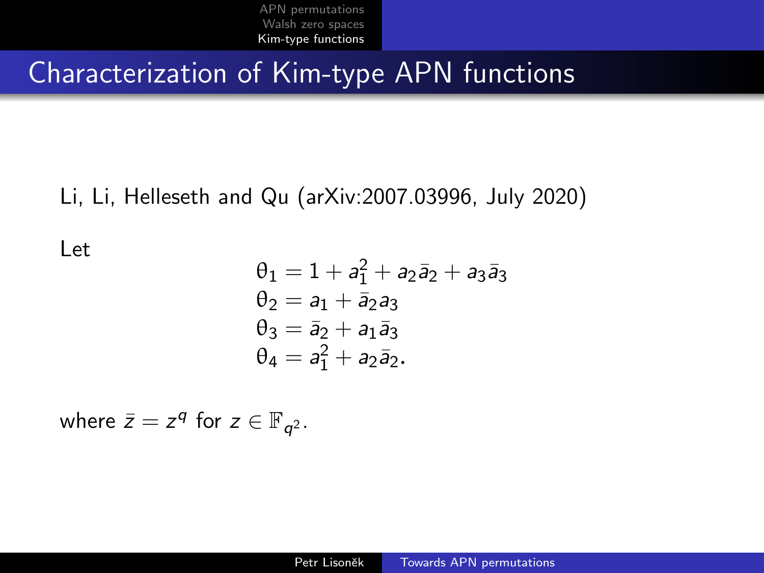# Characterization of Kim-type APN functions

Li, Li, Helleseth and Qu (arXiv:2007.03996, July 2020)

Let

$$
\begin{aligned}
\theta_1 &= 1 + a_1^2 + a_2\bar{a}_2 + a_3\bar{a}_3 \\
\theta_2 &= a_1 + \bar{a}_2 a_3 \\
\theta_3 &= \bar{a}_2 + a_1\bar{a}_3 \\
\theta_4 &= a_1^2 + a_2\bar{a}_2.
\end{aligned}
$$

where $\bar{z} = z^q$ for $z \in \mathbb{F}_{q^2}$.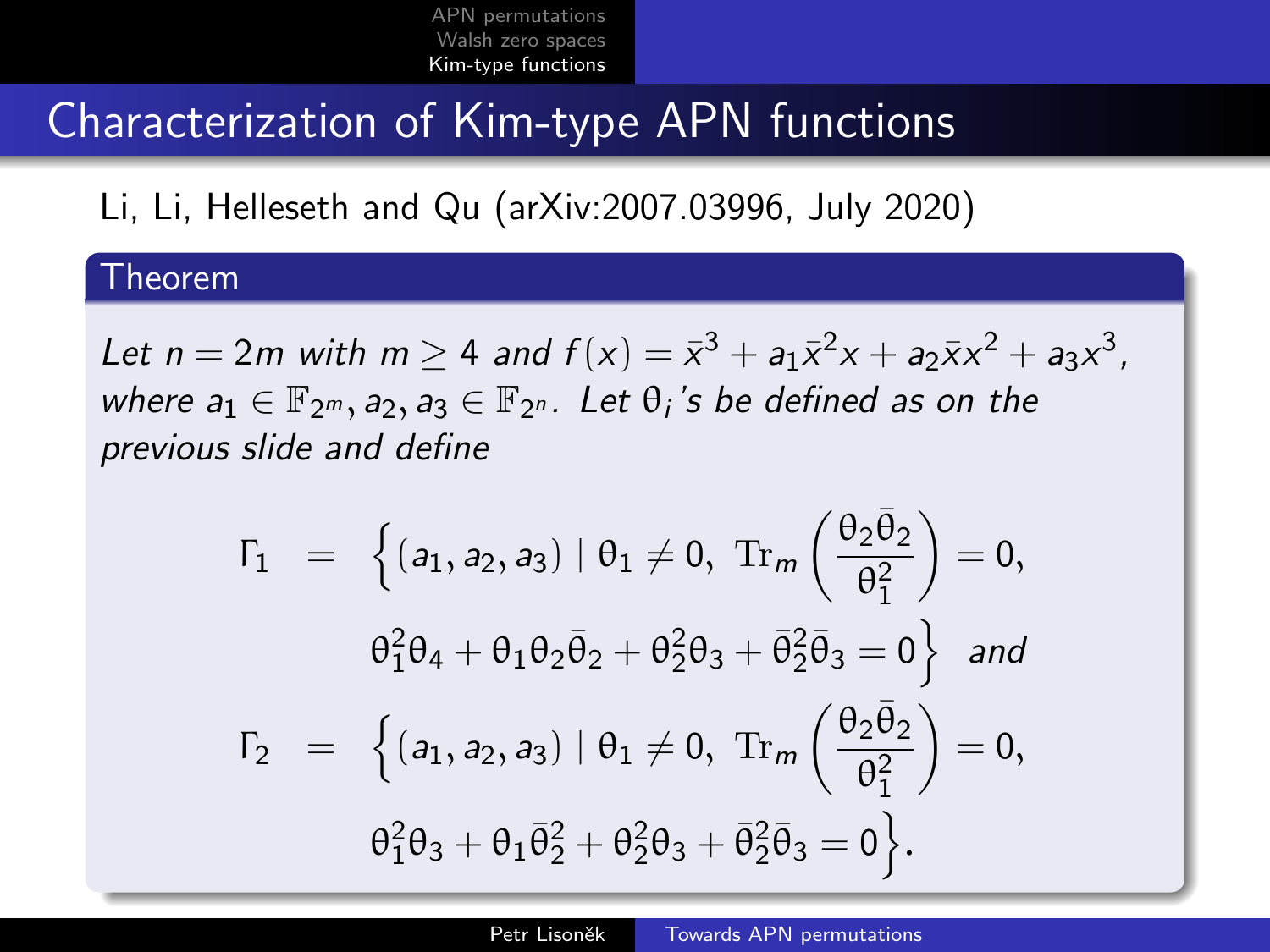# Characterization of Kim-type APN functions

Li, Li, Helleseth and Qu (arXiv:2007.03996, July 2020)

**Theorem**

*Let $n = 2m$ with $m \geq 4$ and $f(x) = \bar{x}^3 + a_1\bar{x}^2 x + a_2 \bar{x} x^2 + a_3 x^3$, where $a_1 \in \mathbb{F}_{2^m}, a_2, a_3 \in \mathbb{F}_{2^n}$. Let $\theta_i$'s be defined as on the previous slide and define*

$$
\begin{aligned}
\Gamma_1 \;&=\; \Big\{(a_1, a_2, a_3) \mid \theta_1 \neq 0,\ \mathrm{Tr}_m\left(\frac{\theta_2\bar{\theta}_2}{\theta_1^2}\right) = 0, \\
&\qquad \theta_1^2\theta_4 + \theta_1\theta_2\bar{\theta}_2 + \theta_2^2\theta_3 + \bar{\theta}_2^2\bar{\theta}_3 = 0\Big\} \quad \text{and} \\
\Gamma_2 \;&=\; \Big\{(a_1, a_2, a_3) \mid \theta_1 \neq 0,\ \mathrm{Tr}_m\left(\frac{\theta_2\bar{\theta}_2}{\theta_1^2}\right) = 0, \\
&\qquad \theta_1^2\theta_3 + \theta_1\bar{\theta}_2^2 + \theta_2^2\theta_3 + \bar{\theta}_2^2\bar{\theta}_3 = 0\Big\}.
\end{aligned}
$$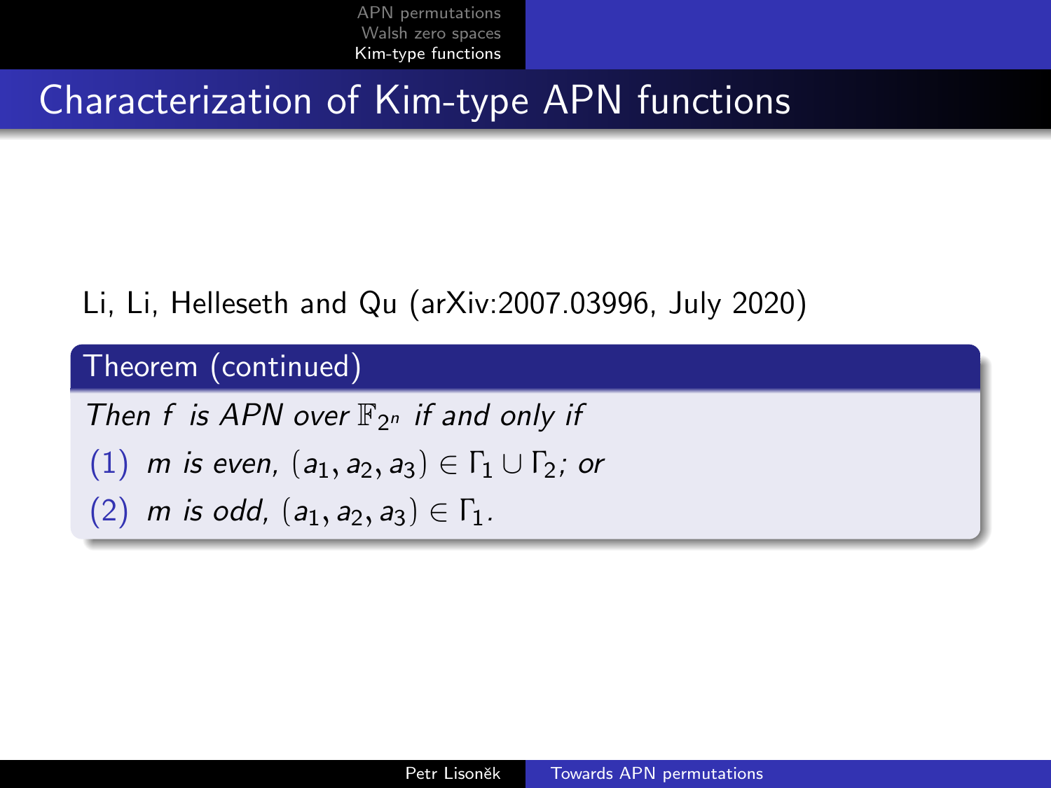# Characterization of Kim-type APN functions

Li, Li, Helleseth and Qu (arXiv:2007.03996, July 2020)

**Theorem (continued)**

*Then $f$ is APN over $\mathbb{F}_{2^n}$ if and only if*

(1) *$m$ is even, $(a_1, a_2, a_3) \in \Gamma_1 \cup \Gamma_2$; or*

(2) *$m$ is odd, $(a_1, a_2, a_3) \in \Gamma_1$.*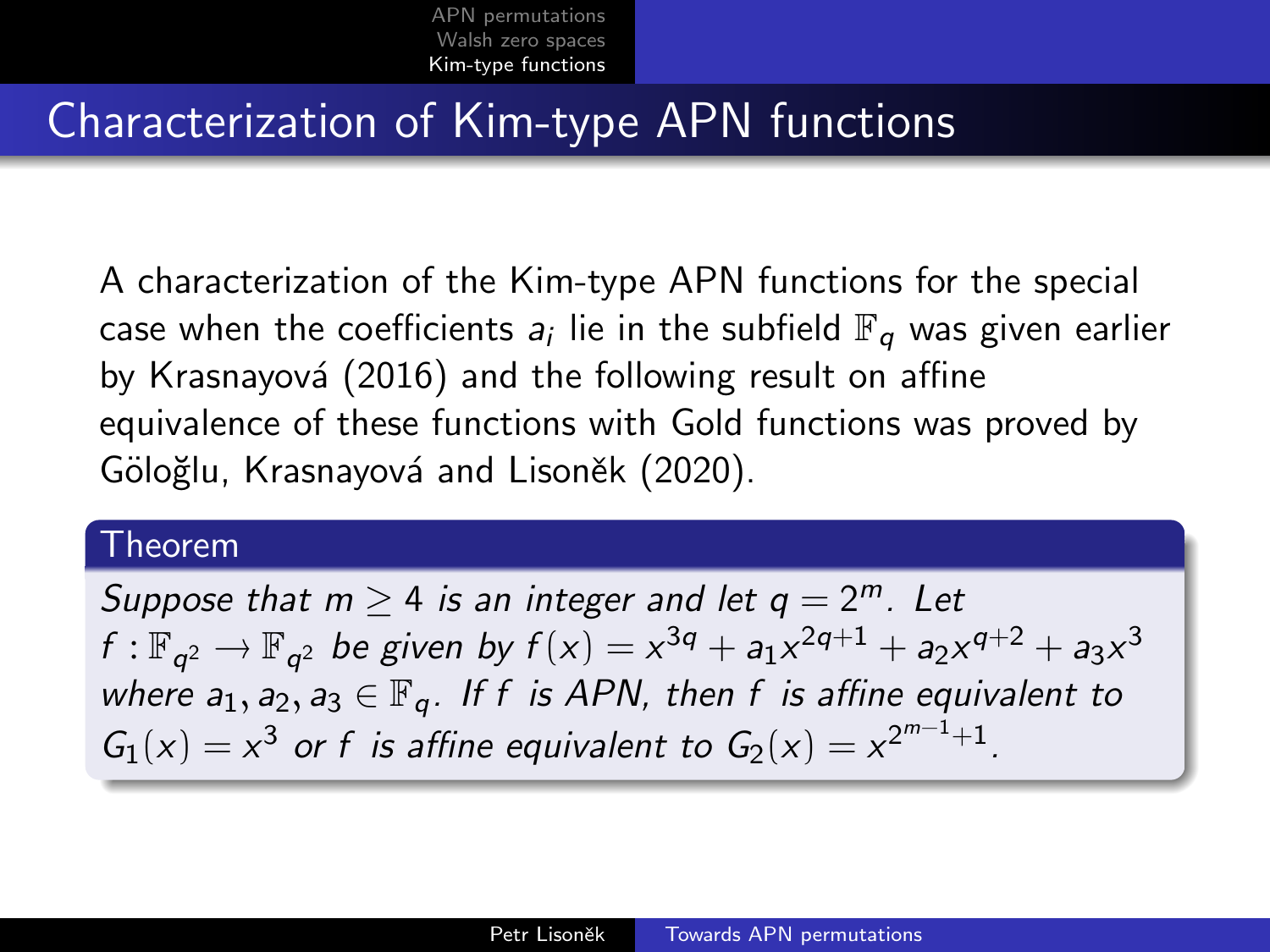# Characterization of Kim-type APN functions

A characterization of the Kim-type APN functions for the special case when the coefficients $a_i$ lie in the subfield $\mathbb{F}_q$ was given earlier by Krasnayová (2016) and the following result on affine equivalence of these functions with Gold functions was proved by Göloğlu, Krasnayová and Lisoněk (2020).

**Theorem**

*Suppose that $m \geq 4$ is an integer and let $q = 2^m$. Let $f : \mathbb{F}_{q^2} \to \mathbb{F}_{q^2}$ be given by $f(x) = x^{3q} + a_1 x^{2q+1} + a_2 x^{q+2} + a_3 x^3$ where $a_1, a_2, a_3 \in \mathbb{F}_q$. If $f$ is APN, then $f$ is affine equivalent to $G_1(x) = x^3$ or $f$ is affine equivalent to $G_2(x) = x^{2^{m-1}+1}$.*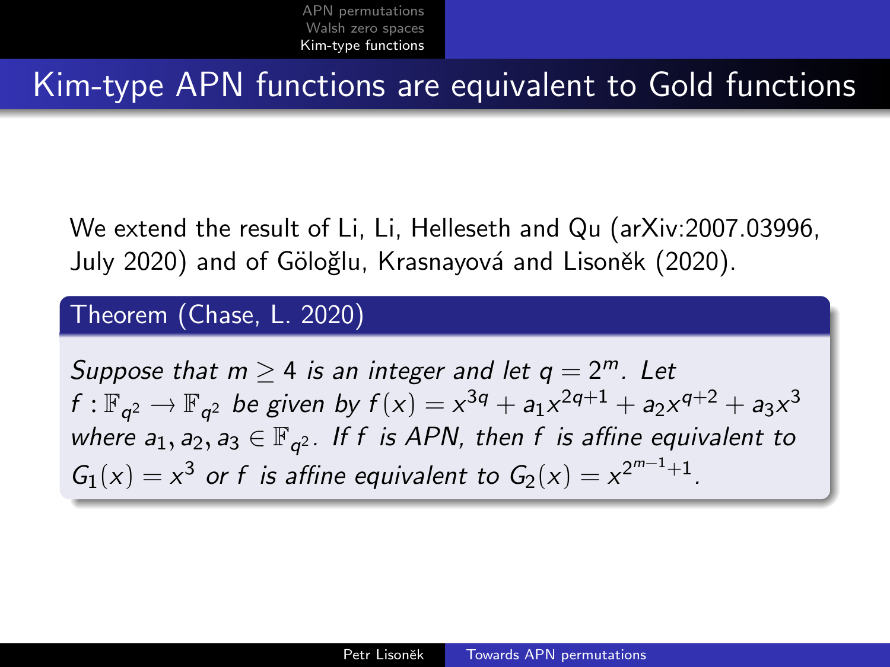# Kim-type APN functions are equivalent to Gold functions

We extend the result of Li, Li, Helleseth and Qu (arXiv:2007.03996, July 2020) and of Göloğlu, Krasnayová and Lisoněk (2020).

**Theorem (Chase, L. 2020)**

*Suppose that $m \geq 4$ is an integer and let $q = 2^m$. Let $f : \mathbb{F}_{q^2} \to \mathbb{F}_{q^2}$ be given by $f(x) = x^{3q} + a_1 x^{2q+1} + a_2 x^{q+2} + a_3 x^3$ where $a_1, a_2, a_3 \in \mathbb{F}_{q^2}$. If $f$ is APN, then $f$ is affine equivalent to $G_1(x) = x^3$ or $f$ is affine equivalent to $G_2(x) = x^{2^{m-1}+1}$.*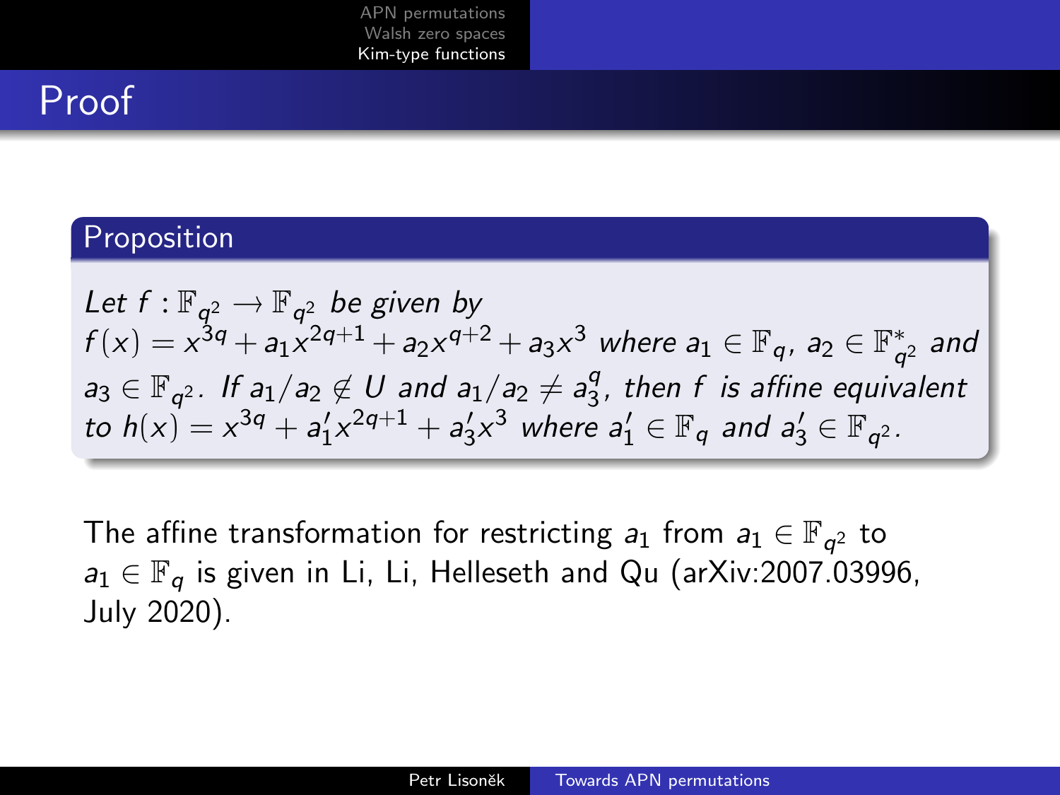# Proof

**Proposition**

*Let $f : \mathbb{F}_{q^2} \to \mathbb{F}_{q^2}$ be given by $f(x) = x^{3q} + a_1 x^{2q+1} + a_2 x^{q+2} + a_3 x^3$ where $a_1 \in \mathbb{F}_q$, $a_2 \in \mathbb{F}_{q^2}^*$ and $a_3 \in \mathbb{F}_{q^2}$. If $a_1/a_2 \notin U$ and $a_1/a_2 \neq a_3^q$, then $f$ is affine equivalent to $h(x) = x^{3q} + a_1' x^{2q+1} + a_3' x^3$ where $a_1' \in \mathbb{F}_q$ and $a_3' \in \mathbb{F}_{q^2}$.*

The affine transformation for restricting $a_1$ from $a_1 \in \mathbb{F}_{q^2}$ to $a_1 \in \mathbb{F}_q$ is given in Li, Li, Helleseth and Qu (arXiv:2007.03996, July 2020).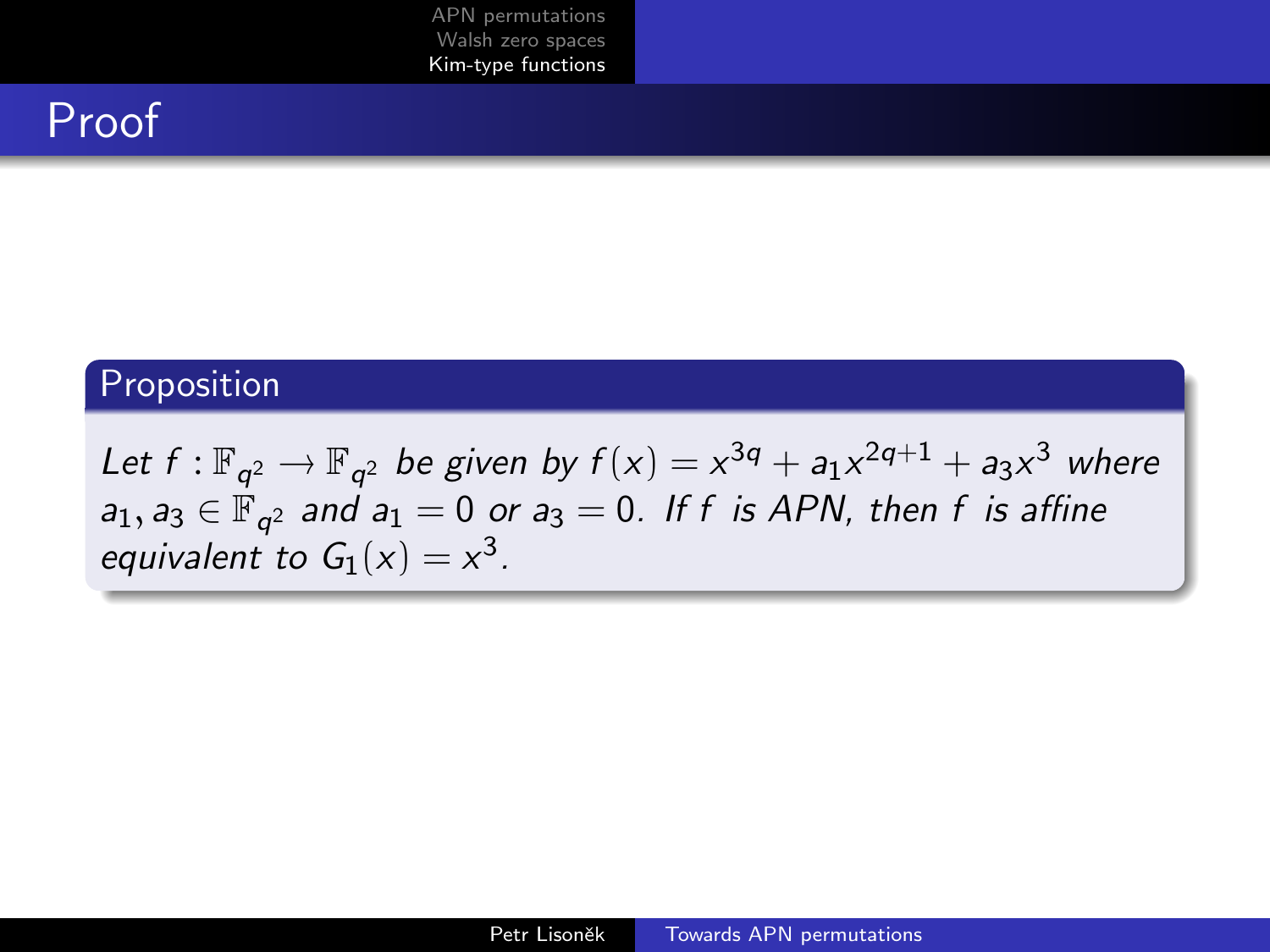# Proof

**Proposition**

*Let $f : \mathbb{F}_{q^2} \longrightarrow \mathbb{F}_{q^2}$ be given by $f(x) = x^{3q} + a_1 x^{2q+1} + a_3 x^3$ where $a_1, a_3 \in \mathbb{F}_{q^2}$ and $a_1 = 0$ or $a_3 = 0$. If $f$ is APN, then $f$ is affine equivalent to $G_1(x) = x^3$.*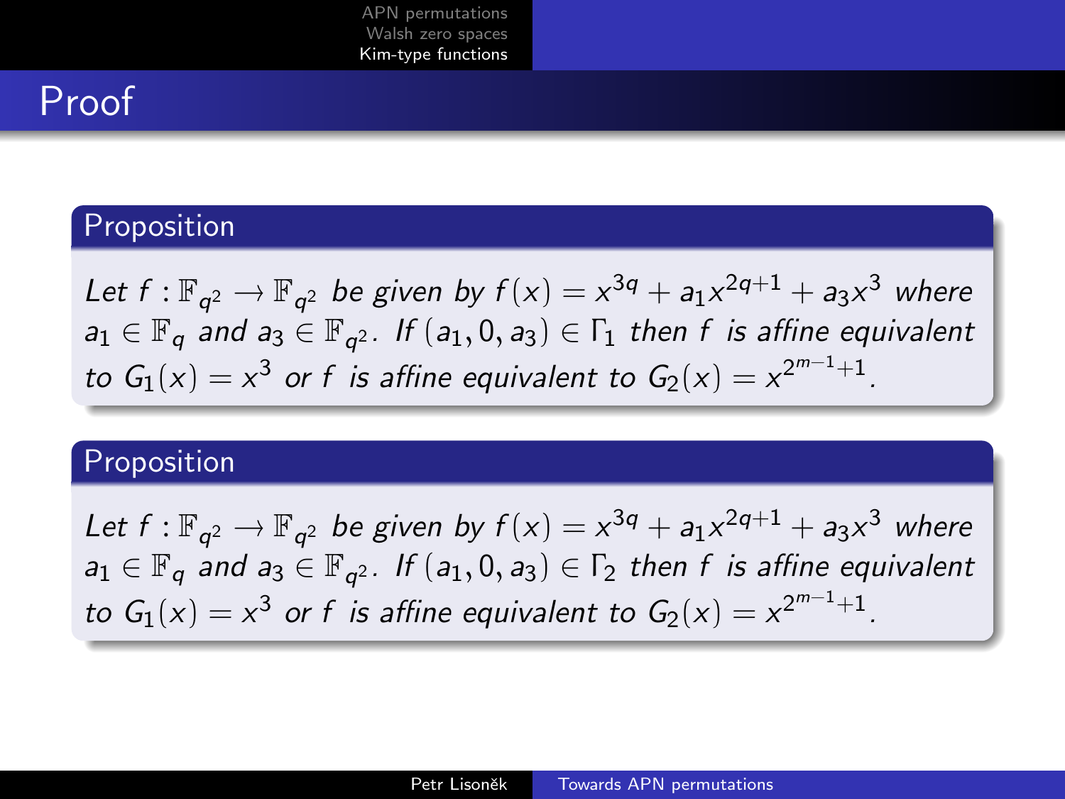# Proof

**Proposition**

*Let $f : \mathbb{F}_{q^2} \to \mathbb{F}_{q^2}$ be given by $f(x) = x^{3q} + a_1 x^{2q+1} + a_3 x^3$ where $a_1 \in \mathbb{F}_q$ and $a_3 \in \mathbb{F}_{q^2}$. If $(a_1, 0, a_3) \in \Gamma_1$ then $f$ is affine equivalent to $G_1(x) = x^3$ or $f$ is affine equivalent to $G_2(x) = x^{2^{m-1}+1}$.*

**Proposition**

*Let $f : \mathbb{F}_{q^2} \to \mathbb{F}_{q^2}$ be given by $f(x) = x^{3q} + a_1 x^{2q+1} + a_3 x^3$ where $a_1 \in \mathbb{F}_q$ and $a_3 \in \mathbb{F}_{q^2}$. If $(a_1, 0, a_3) \in \Gamma_2$ then $f$ is affine equivalent to $G_1(x) = x^3$ or $f$ is affine equivalent to $G_2(x) = x^{2^{m-1}+1}$.*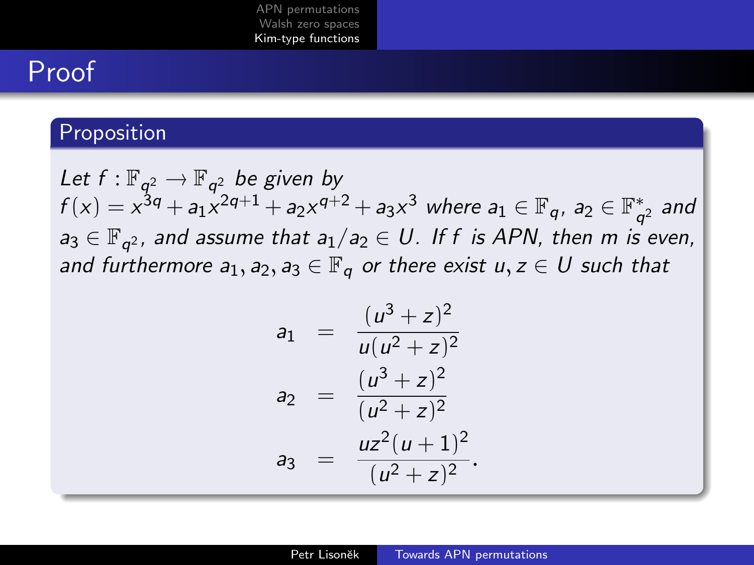# Proof

## Proposition

*Let $f : \mathbb{F}_{q^2} \to \mathbb{F}_{q^2}$ be given by $f(x) = x^{3q} + a_1 x^{2q+1} + a_2 x^{q+2} + a_3 x^3$ where $a_1 \in \mathbb{F}_q$, $a_2 \in \mathbb{F}_{q^2}^*$ and $a_3 \in \mathbb{F}_{q^2}$, and assume that $a_1/a_2 \in U$. If $f$ is APN, then $m$ is even, and furthermore $a_1, a_2, a_3 \in \mathbb{F}_q$ or there exist $u, z \in U$ such that*

$$
\begin{aligned}
a_1 &= \frac{(u^3+z)^2}{u(u^2+z)^2} \\
a_2 &= \frac{(u^3+z)^2}{(u^2+z)^2} \\
a_3 &= \frac{uz^2(u+1)^2}{(u^2+z)^2}.
\end{aligned}
$$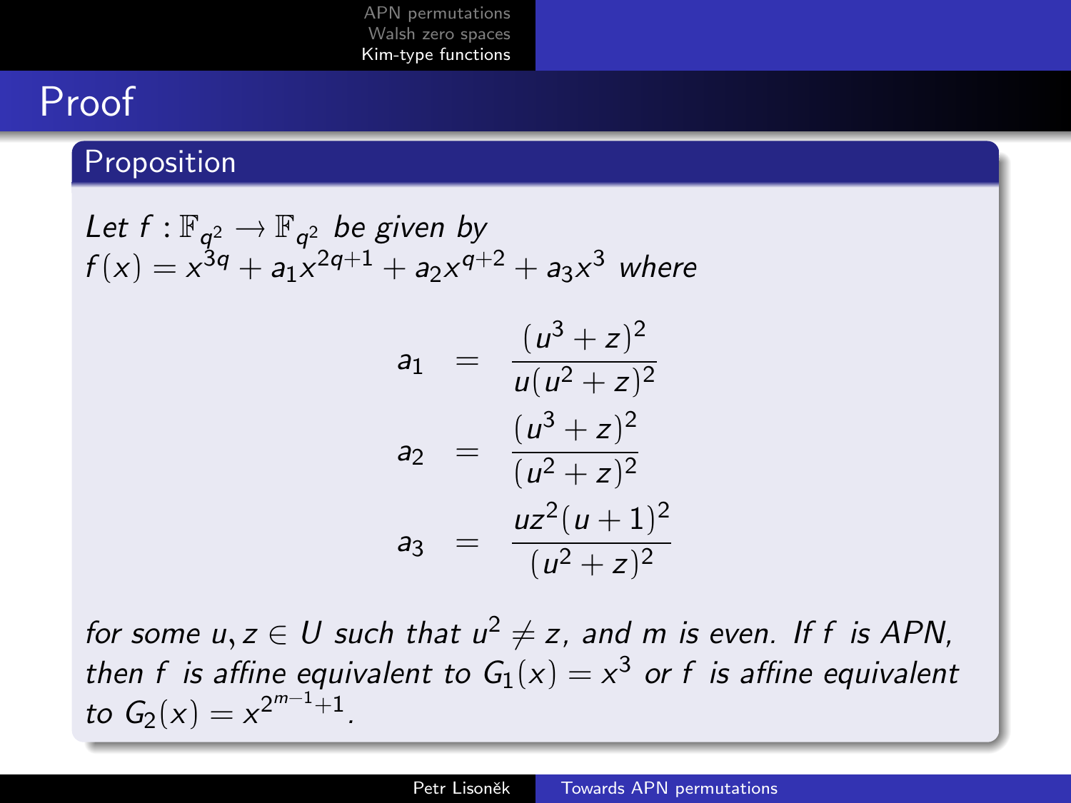# Proof

### Proposition

*Let $f : \mathbb{F}_{q^2} \to \mathbb{F}_{q^2}$ be given by $f(x) = x^{3q} + a_1 x^{2q+1} + a_2 x^{q+2} + a_3 x^3$ where*

$$
\begin{aligned}
a_1 &= \frac{(u^3+z)^2}{u(u^2+z)^2} \\
a_2 &= \frac{(u^3+z)^2}{(u^2+z)^2} \\
a_3 &= \frac{uz^2(u+1)^2}{(u^2+z)^2}
\end{aligned}
$$

*for some $u, z \in U$ such that $u^2 \neq z$, and $m$ is even. If $f$ is APN, then $f$ is affine equivalent to $G_1(x) = x^3$ or $f$ is affine equivalent to $G_2(x) = x^{2^{m-1}+1}$.*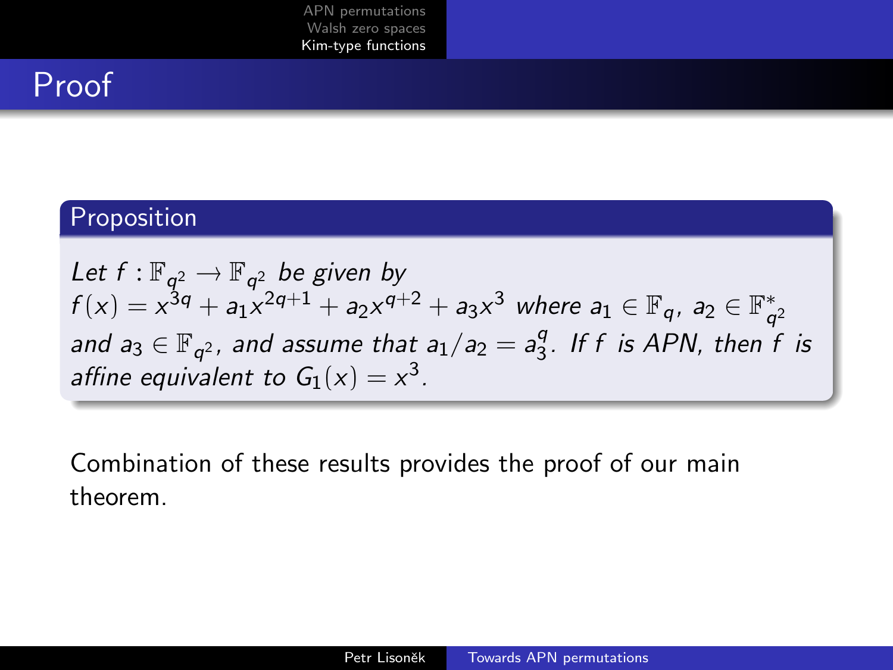# Proof

**Proposition**

*Let $f : \mathbb{F}_{q^2} \rightarrow \mathbb{F}_{q^2}$ be given by $f(x) = x^{3q} + a_1 x^{2q+1} + a_2 x^{q+2} + a_3 x^3$ where $a_1 \in \mathbb{F}_q$, $a_2 \in \mathbb{F}_{q^2}^*$ and $a_3 \in \mathbb{F}_{q^2}$, and assume that $a_1/a_2 = a_3^q$. If $f$ is APN, then $f$ is affine equivalent to $G_1(x) = x^3$.*

Combination of these results provides the proof of our main theorem.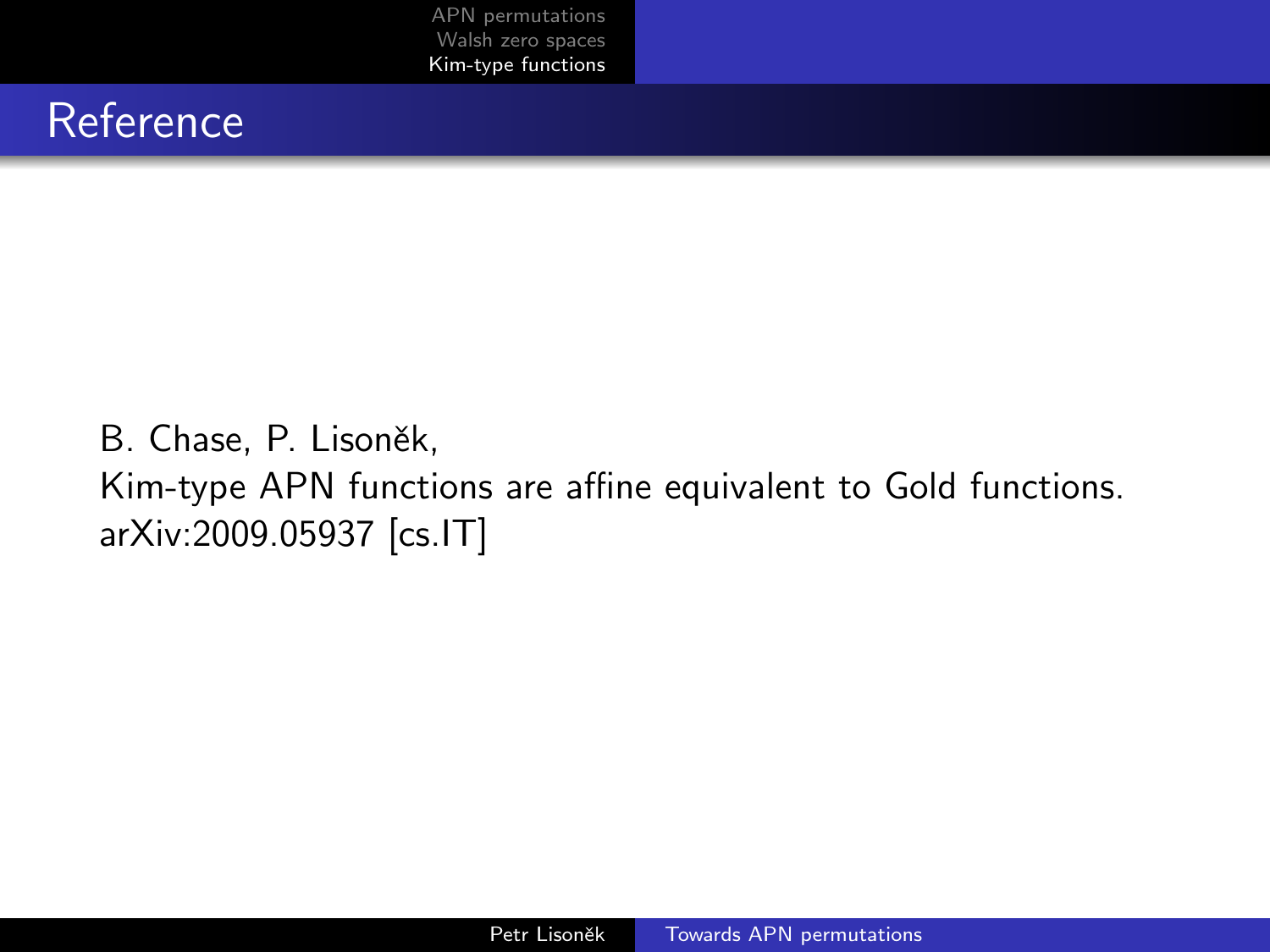# Reference

B. Chase, P. Lisoněk,
Kim-type APN functions are affine equivalent to Gold functions.
arXiv:2009.05937 [cs.IT]